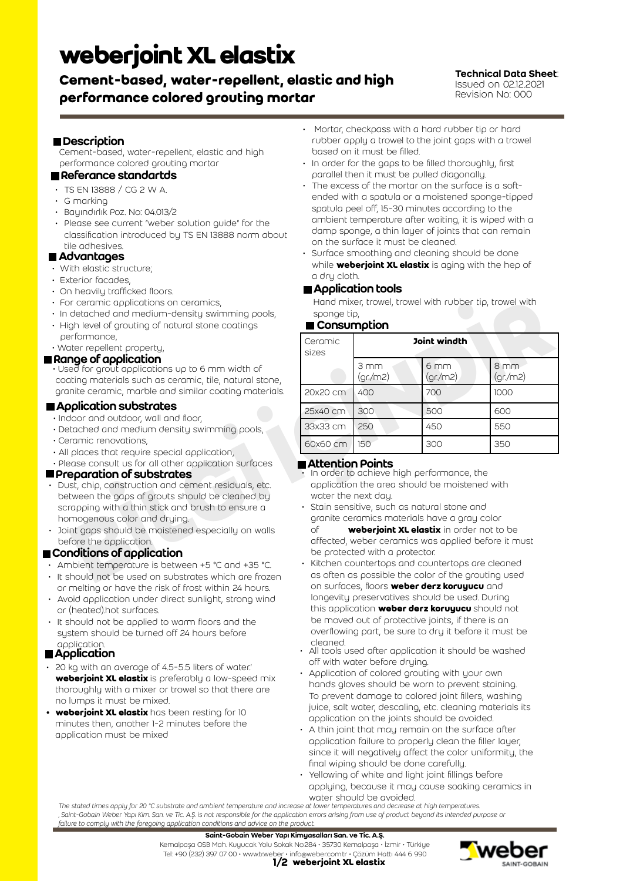# weberjoint XL elastix

## Cement-based, water-repellent, elastic and high performance colored grouting mortar

**Technical Data Sheet**:
Issued on 02.12.2021
Revision No: 000

### Description

Cement-based, water-repellent, elastic and high performance colored grouting mortar

### Referance standartds

- TS EN 13888 / CG 2 W A.
- G marking
- Bayındırlık Poz. No: 04.013/2
- Please see current "weber solution guide" for the classification introduced by TS EN 13888 norm about tile adhesives.

### Advantages

- With elastic structure;
- Exterior facades,
- On heavily trafficked floors.
- For ceramic applications on ceramics,
- In detached and medium-density swimming pools,
- High level of grouting of natural stone coatings performance,
- Water repellent property,

### Range of application

- Used for grout applications up to 6 mm width of coating materials such as ceramic, tile, natural stone, granite ceramic, marble and similar coating materials.

### Application substrates

- Indoor and outdoor, wall and floor,
- Detached and medium density swimming pools,
- Ceramic renovations,
- All places that require special application,
- Please consult us for all other application surfaces

### Preparation of substrates

- Dust, chip, construction and cement residuals, etc. between the gaps of grouts should be cleaned by scrapping with a thin stick and brush to ensure a homogenous color and drying.
- Joint gaps should be moistened especially on walls before the application.

### Conditions of application

- Ambient temperature is between +5 °C and +35 °C.
- It should not be used on substrates which are frozen or melting or have the risk of frost within 24 hours.
- Avoid application under direct sunlight, strong wind or (heated).hot surfaces.
- It should not be applied to warm floors and the system should be turned off 24 hours before application.

### Application

- 20 kg with an average of 4.5-5.5 liters of water.' **weberjoint XL elastix** is preferably a low-speed mix thoroughly with a mixer or trowel so that there are no lumps it must be mixed.
- **weberjoint XL elastix** has been resting for 10 minutes then, another 1-2 minutes before the application must be mixed
- Mortar, checkpass with a hard rubber tip or hard rubber apply a trowel to the joint gaps with a trowel based on it must be filled.
- In order for the gaps to be filled thoroughly, first parallel then it must be pulled diagonally.
- The excess of the mortar on the surface is a soft-ended with a spatula or a moistened sponge-tipped spatula peel off, 15-30 minutes according to the ambient temperature after waiting, it is wiped with a damp sponge, a thin layer of joints that can remain on the surface it must be cleaned.
- Surface smoothing and cleaning should be done while **weberjoint XL elastix** is aging with the hep of a dry cloth.

### Application tools

Hand mixer, trowel, trowel with rubber tip, trowel with sponge tip,

### Consumption

| Ceramic sizes | Joint windth | | |
|---|---|---|---|
| | 3 mm (gr./m2) | 6 mm (gr./m2) | 8 mm (gr./m2) |
| 20x20 cm | 400 | 700 | 1000 |
| 25x40 cm | 300 | 500 | 600 |
| 33x33 cm | 250 | 450 | 550 |
| 60x60 cm | 150 | 300 | 350 |

### Attention Points

- In order to achieve high performance, the application the area should be moistened with water the next day.
- Stain sensitive, such as natural stone and granite ceramics materials have a gray color of **weberjoint XL elastix** in order not to be affected, weber ceramics was applied before it must be protected with a protector.
- Kitchen countertops and countertops are cleaned as often as possible the color of the grouting used on surfaces, floors **weber derz koruyucu** and longevity preservatives should be used. During this application **weber derz koruyucu** should not be moved out of protective joints, if there is an overflowing part, be sure to dry it before it must be cleaned.
- All tools used after application it should be washed off with water before drying.
- Application of colored grouting with your own hands gloves should be worn to prevent staining. To prevent damage to colored joint fillers, washing juice, salt water, descaling, etc. cleaning materials its application on the joints should be avoided.
- A thin joint that may remain on the surface after application failure to properly clean the filler layer, since it will negatively affect the color uniformity, the final wiping should be done carefully.
- Yellowing of white and light joint fillings before applying, because it may cause soaking ceramics in water should be avoided.

*The stated times apply for 20 °C substrate and ambient temperature and increase at lower temperatures and decrease at high temperatures.*
*, Saint-Gobain Weber Yapı Kim. San. ve Tic. A.Ş. is not responsible for the application errors arising from use of product beyond its intended purpose or failure to comply with the foregoing application conditions and advice on the product.*

**Saint-Gobain Weber Yapı Kimyasalları San. ve Tic. A.Ş.**
Kemalpaşa OSB Mah. Kuyucak Yolu Sokak No:284 • 35730 Kemalpaşa • İzmir • Türkiye
Tel: +90 (232) 397 07 00 • www.tr.weber • info@weber.com.tr • Çözüm Hattı 444 6 990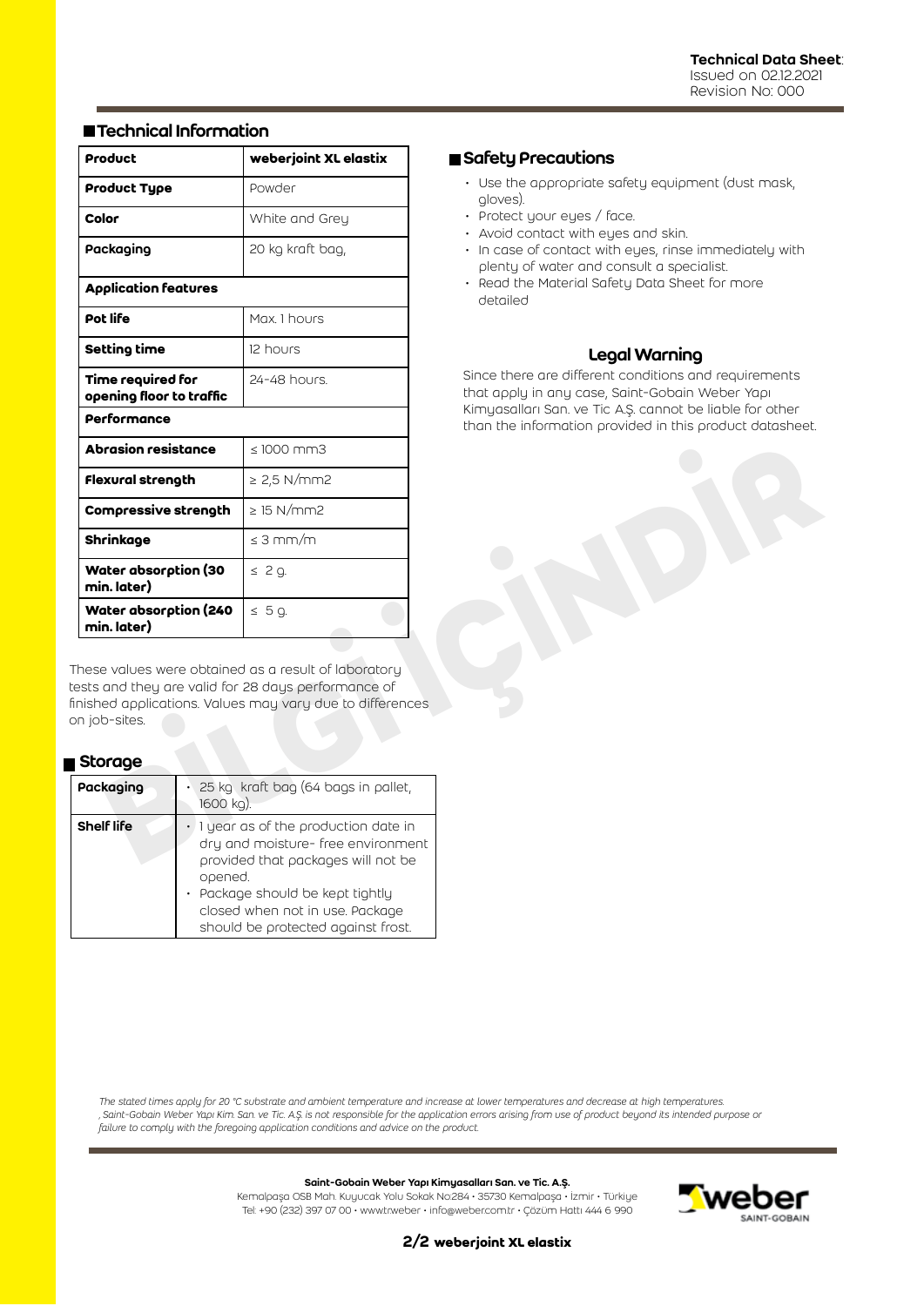## Technical Information

| Product | weberjoint XL elastix |
| --- | --- |
| **Product Type** | Powder |
| **Color** | White and Grey |
| **Packaging** | 20 kg kraft bag, |
| **Application features** | |
| **Pot life** | Max. 1 hours |
| **Setting time** | 12 hours |
| **Time required for opening floor to traffic** | 24-48 hours. |
| **Performance** | |
| **Abrasion resistance** | ≤ 1000 mm3 |
| **Flexural strength** | ≥ 2,5 N/mm2 |
| **Compressive strength** | ≥ 15 N/mm2 |
| **Shrinkage** | ≤ 3 mm/m |
| **Water absorption (30 min. later)** | ≤ 2 g. |
| **Water absorption (240 min. later)** | ≤ 5 g. |

These values were obtained as a result of laboratory tests and they are valid for 28 days performance of finished applications. Values may vary due to differences on job-sites.

## Storage

| | |
| --- | --- |
| **Packaging** | • 25 kg kraft bag (64 bags in pallet, 1600 kg). |
| **Shelf life** | • 1 year as of the production date in dry and moisture- free environment provided that packages will not be opened. • Package should be kept tightly closed when not in use. Package should be protected against frost. |

## Safety Precautions

- Use the appropriate safety equipment (dust mask, gloves).
- Protect your eyes / face.
- Avoid contact with eyes and skin.
- In case of contact with eyes, rinse immediately with plenty of water and consult a specialist.
- Read the Material Safety Data Sheet for more detailed

## Legal Warning

Since there are different conditions and requirements that apply in any case, Saint-Gobain Weber Yapı Kimyasalları San. ve Tic A.Ş. cannot be liable for other than the information provided in this product datasheet.

*The stated times apply for 20 °C substrate and ambient temperature and increase at lower temperatures and decrease at high temperatures.*
*, Saint-Gobain Weber Yapı Kim. San. ve Tic. A.Ş. is not responsible for the application errors arising from use of product beyond its intended purpose or failure to comply with the foregoing application conditions and advice on the product.*

**Saint-Gobain Weber Yapı Kimyasalları San. ve Tic. A.Ş.**
Kemalpaşa OSB Mah. Kuyucak Yolu Sokak No:284 • 35730 Kemalpaşa • İzmir • Türkiye
Tel: +90 (232) 397 07 00 • www.tr.weber • info@weber.com.tr • Çözüm Hattı 444 6 990